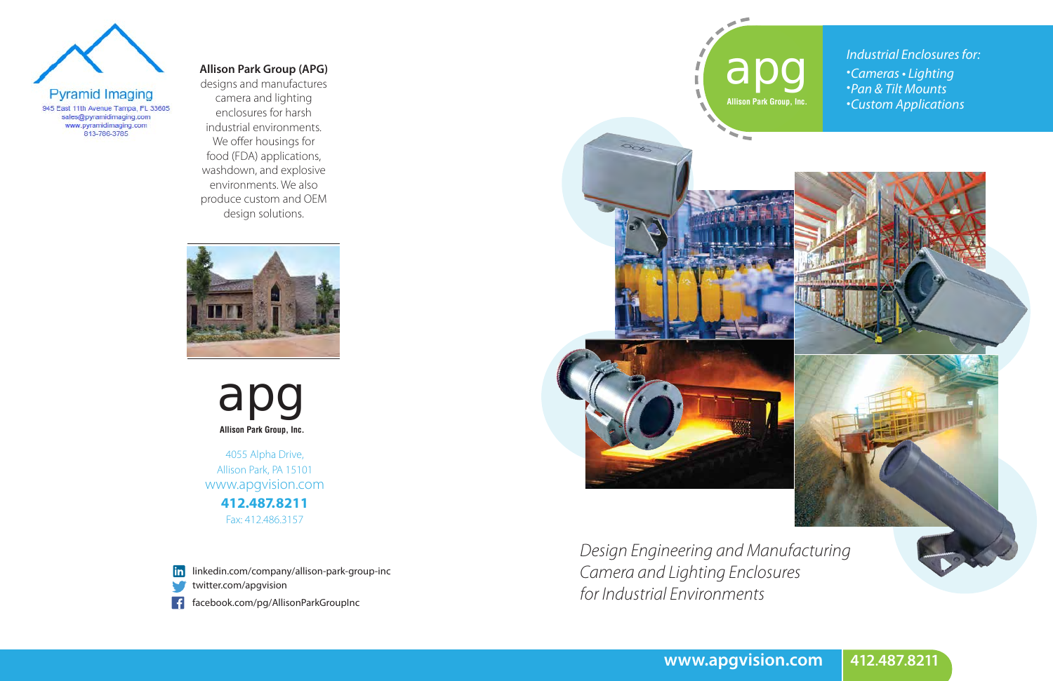Pyramid Imaging
945 East 11th Avenue Tampa, FL 33605
sales@pyramidimaging.com
www.pyramidimaging.com
813-786-3785

**Allison Park Group (APG)** designs and manufactures camera and lighting enclosures for harsh industrial environments. We offer housings for food (FDA) applications, washdown, and explosive environments. We also produce custom and OEM design solutions.

apg
**Allison Park Group, Inc.**

4055 Alpha Drive,
Allison Park, PA 15101
www.apgvision.com
**412.487.8211**
Fax: 412.486.3157

linkedin.com/company/allison-park-group-inc
twitter.com/apgvision
facebook.com/pg/AllisonParkGroupInc

apg
Allison Park Group, Inc.

*Industrial Enclosures for:*
- *Cameras • Lighting*
- *Pan & Tilt Mounts*
- *Custom Applications*

*Design Engineering and Manufacturing Camera and Lighting Enclosures for Industrial Environments*

**www.apgvision.com** **412.487.8211**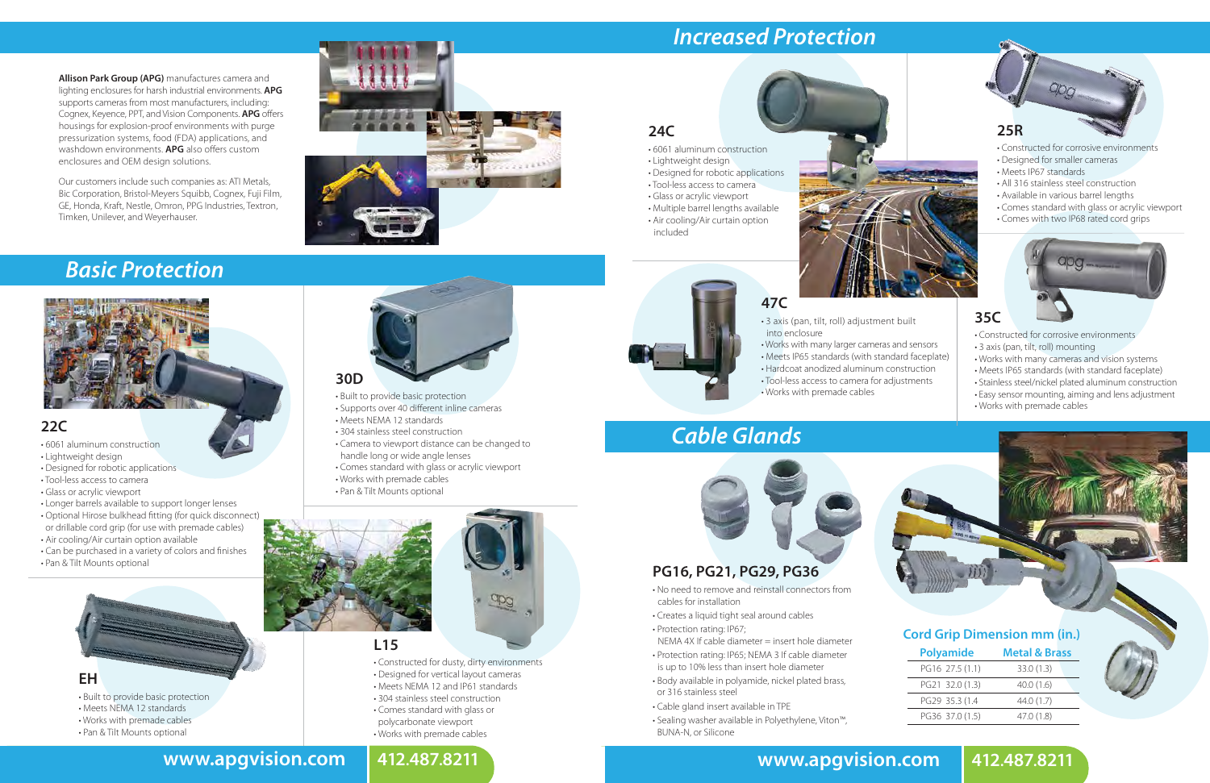**Allison Park Group (APG)** manufactures camera and lighting enclosures for harsh industrial environments. **APG** supports cameras from most manufacturers, including: Cognex, Keyence, PPT, and Vision Components. **APG** offers housings for explosion-proof environments with purge pressurization systems, food (FDA) applications, and washdown environments. **APG** also offers custom enclosures and OEM design solutions.

Our customers include such companies as: ATI Metals, Bic Corporation, Bristol-Meyers Squibb, Cognex, Fuji Film, GE, Honda, Kraft, Nestle, Omron, PPG Industries, Textron, Timken, Unilever, and Weyerhauser.

## Basic Protection

### 22C

- 6061 aluminum construction
- Lightweight design
- Designed for robotic applications
- Tool-less access to camera
- Glass or acrylic viewport
- Longer barrels available to support longer lenses
- Optional Hirose bulkhead fitting (for quick disconnect) or drillable cord grip (for use with premade cables)
- Air cooling/Air curtain option available
- Can be purchased in a variety of colors and finishes
- Pan & Tilt Mounts optional

### EH

- Built to provide basic protection
- Meets NEMA 12 standards
- Works with premade cables
- Pan & Tilt Mounts optional

### 30D

- Built to provide basic protection
- Supports over 40 different inline cameras
- Meets NEMA 12 standards
- 304 stainless steel construction
- Camera to viewport distance can be changed to handle long or wide angle lenses
- Comes standard with glass or acrylic viewport
- Works with premade cables
- Pan & Tilt Mounts optional

### L15

- Constructed for dusty, dirty environments
- Designed for vertical layout cameras
- Meets NEMA 12 and IP61 standards
- 304 stainless steel construction
- Comes standard with glass or polycarbonate viewport
- Works with premade cables

www.apgvision.com 412.487.8211

## Increased Protection

### 24C

- 6061 aluminum construction
- Lightweight design
- Designed for robotic applications
- Tool-less access to camera
- Glass or acrylic viewport
- Multiple barrel lengths available
- Air cooling/Air curtain option included

### 25R

- Constructed for corrosive environments
- Designed for smaller cameras
- Meets IP67 standards
- All 316 stainless steel construction
- Available in various barrel lengths
- Comes standard with glass or acrylic viewport
- Comes with two IP68 rated cord grips

### 47C

- 3 axis (pan, tilt, roll) adjustment built into enclosure
- Works with many larger cameras and sensors
- Meets IP65 standards (with standard faceplate)
- Hardcoat anodized aluminum construction
- Tool-less access to camera for adjustments
- Works with premade cables

### 35C

- Constructed for corrosive environments
- 3 axis (pan, tilt, roll) mounting
- Works with many cameras and vision systems
- Meets IP65 standards (with standard faceplate)
- Stainless steel/nickel plated aluminum construction
- Easy sensor mounting, aiming and lens adjustment
- Works with premade cables

## Cable Glands

### PG16, PG21, PG29, PG36

- No need to remove and reinstall connectors from cables for installation
- Creates a liquid tight seal around cables
- Protection rating: IP67; NEMA 4X If cable diameter = insert hole diameter
- Protection rating: IP65; NEMA 3 If cable diameter is up to 10% less than insert hole diameter
- Body available in polyamide, nickel plated brass, or 316 stainless steel
- Cable gland insert available in TPE
- Sealing washer available in Polyethylene, Viton™, BUNA-N, or Silicone

**Cord Grip Dimension mm (in.)**

| Polyamide | Metal & Brass |
|---|---|
| PG16 27.5 (1.1) | 33.0 (1.3) |
| PG21 32.0 (1.3) | 40.0 (1.6) |
| PG29 35.3 (1.4 | 44.0 (1.7) |
| PG36 37.0 (1.5) | 47.0 (1.8) |

www.apgvision.com 412.487.8211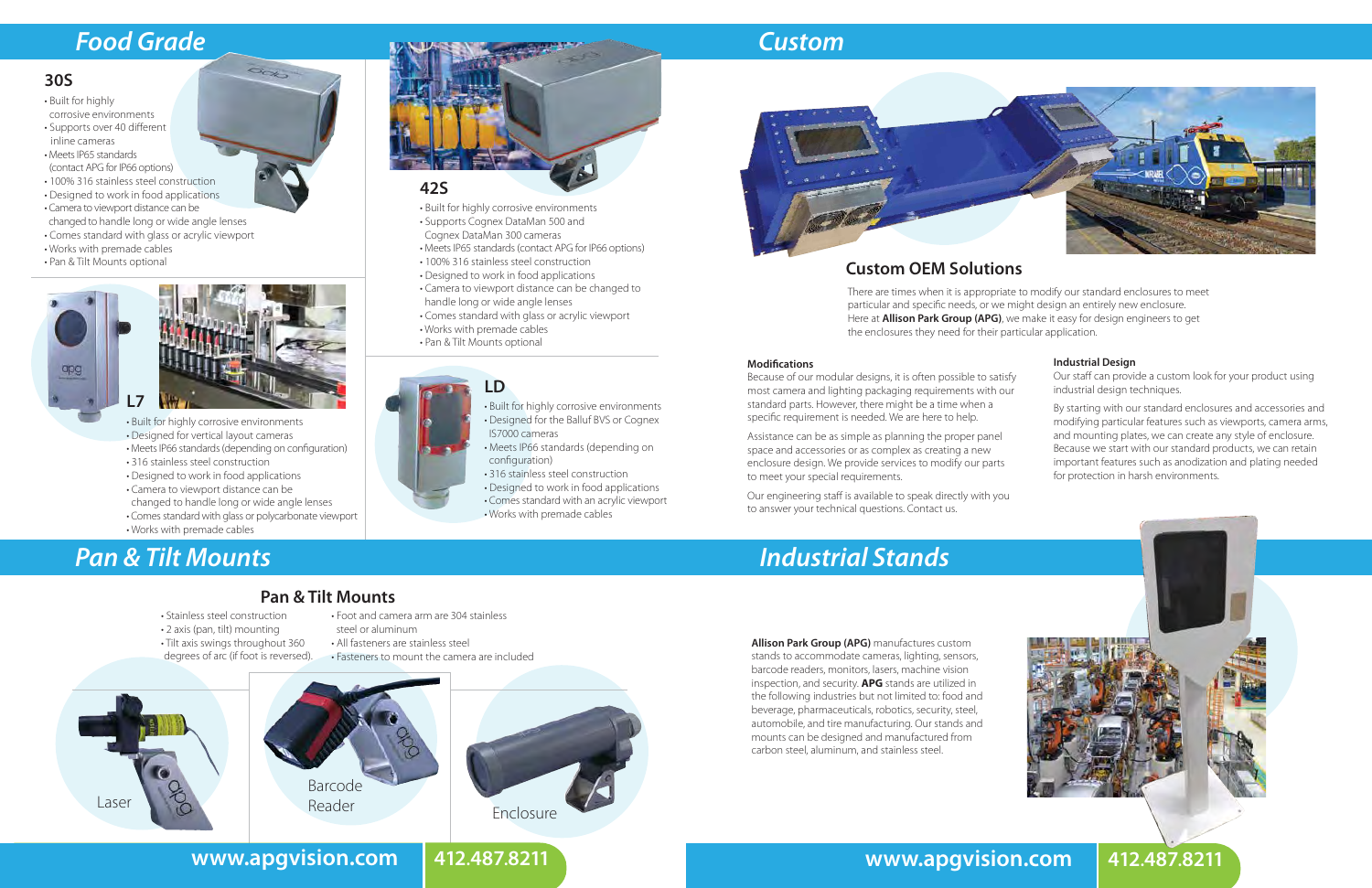# Food Grade

## 30S

- Built for highly corrosive environments
- Supports over 40 different inline cameras
- Meets IP65 standards (contact APG for IP66 options)
- 100% 316 stainless steel construction
- Designed to work in food applications
- Camera to viewport distance can be changed to handle long or wide angle lenses
- Comes standard with glass or acrylic viewport
- Works with premade cables
- Pan & Tilt Mounts optional

## 42S

- Built for highly corrosive environments
- Supports Cognex DataMan 500 and Cognex DataMan 300 cameras
- Meets IP65 standards (contact APG for IP66 options)
- 100% 316 stainless steel construction
- Designed to work in food applications
- Camera to viewport distance can be changed to handle long or wide angle lenses
- Comes standard with glass or acrylic viewport
- Works with premade cables
- Pan & Tilt Mounts optional

## L7

- Built for highly corrosive environments
- Designed for vertical layout cameras
- Meets IP66 standards (depending on configuration)
- 316 stainless steel construction
- Designed to work in food applications
- Camera to viewport distance can be changed to handle long or wide angle lenses
- Comes standard with glass or polycarbonate viewport
- Works with premade cables

## LD

- Built for highly corrosive environments
- Designed for the Balluf BVS or Cognex IS7000 cameras
- Meets IP66 standards (depending on configuration)
- 316 stainless steel construction
- Designed to work in food applications
- Comes standard with an acrylic viewport
- Works with premade cables

# Pan & Tilt Mounts

## Pan & Tilt Mounts

- Stainless steel construction
- 2 axis (pan, tilt) mounting
- Tilt axis swings throughout 360 degrees of arc (if foot is reversed).
- Foot and camera arm are 304 stainless steel or aluminum
- All fasteners are stainless steel
- Fasteners to mount the camera are included

Laser

Barcode Reader

Enclosure

# Custom

## Custom OEM Solutions

There are times when it is appropriate to modify our standard enclosures to meet particular and specific needs, or we might design an entirely new enclosure. Here at **Allison Park Group (APG)**, we make it easy for design engineers to get the enclosures they need for their particular application.

### Modifications

Because of our modular designs, it is often possible to satisfy most camera and lighting packaging requirements with our standard parts. However, there might be a time when a specific requirement is needed. We are here to help.

Assistance can be as simple as planning the proper panel space and accessories or as complex as creating a new enclosure design. We provide services to modify our parts to meet your special requirements.

Our engineering staff is available to speak directly with you to answer your technical questions. Contact us.

### Industrial Design

Our staff can provide a custom look for your product using industrial design techniques.

By starting with our standard enclosures and accessories and modifying particular features such as viewports, camera arms, and mounting plates, we can create any style of enclosure. Because we start with our standard products, we can retain important features such as anodization and plating needed for protection in harsh environments.

# Industrial Stands

**Allison Park Group (APG)** manufactures custom stands to accommodate cameras, lighting, sensors, barcode readers, monitors, lasers, machine vision inspection, and security. **APG** stands are utilized in the following industries but not limited to: food and beverage, pharmaceuticals, robotics, security, steel, automobile, and tire manufacturing. Our stands and mounts can be designed and manufactured from carbon steel, aluminum, and stainless steel.

www.apgvision.com | 412.487.8211

www.apgvision.com | 412.487.8211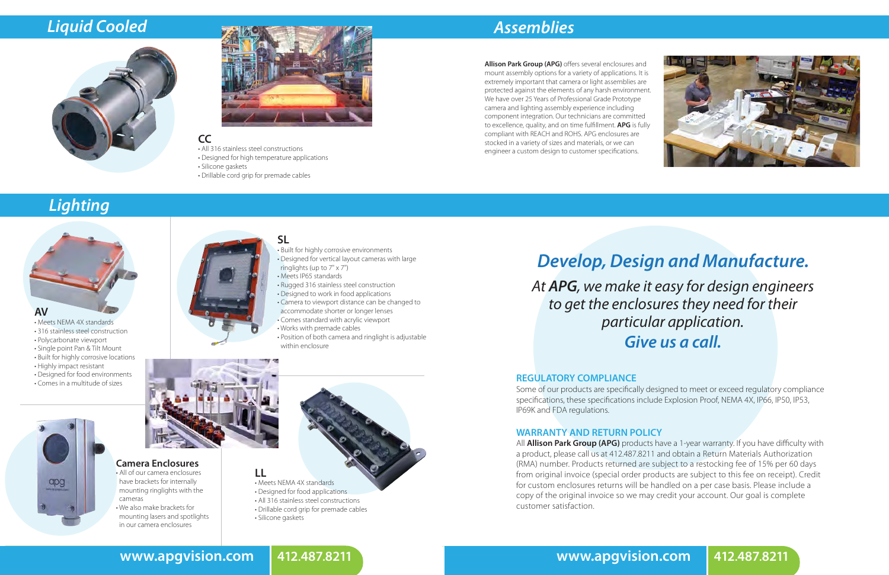## Liquid Cooled

### CC

- All 316 stainless steel constructions
- Designed for high temperature applications
- Silicone gaskets
- Drillable cord grip for premade cables

## Lighting

### AV

- Meets NEMA 4X standards
- 316 stainless steel construction
- Polycarbonate viewport
- Single point Pan & Tilt Mount
- Built for highly corrosive locations
- Highly impact resistant
- Designed for food environments
- Comes in a multitude of sizes

### SL

- Built for highly corrosive environments
- Designed for vertical layout cameras with large ringlights (up to 7" x 7")
- Meets IP65 standards
- Rugged 316 stainless steel construction
- Designed to work in food applications
- Camera to viewport distance can be changed to accommodate shorter or longer lenses
- Comes standard with acrylic viewport
- Works with premade cables
- Position of both camera and ringlight is adjustable within enclosure

### Camera Enclosures

- All of our camera enclosures have brackets for internally mounting ringlights with the cameras
- We also make brackets for mounting lasers and spotlights in our camera enclosures

### LL

- Meets NEMA 4X standards
- Designed for food applications
- All 316 stainless steel constructions
- Drillable cord grip for premade cables
- Silicone gaskets

**www.apgvision.com** **412.487.8211**

## Assemblies

**Allison Park Group (APG)** offers several enclosures and mount assembly options for a variety of applications. It is extremely important that camera or light assemblies are protected against the elements of any harsh environment. We have over 25 Years of Professional Grade Prototype camera and lighting assembly experience including component integration. Our technicians are committed to excellence, quality, and on time fulfillment. **APG** is fully compliant with REACH and ROHS. APG enclosures are stocked in a variety of sizes and materials, or we can engineer a custom design to customer specifications.

## *Develop, Design and Manufacture.*

*At **APG**, we make it easy for design engineers to get the enclosures they need for their particular application.*

***Give us a call.***

### REGULATORY COMPLIANCE

Some of our products are specifically designed to meet or exceed regulatory compliance specifications, these specifications include Explosion Proof, NEMA 4X, IP66, IP50, IP53, IP69K and FDA regulations.

### WARRANTY AND RETURN POLICY

All **Allison Park Group (APG)** products have a 1-year warranty. If you have difficulty with a product, please call us at 412.487.8211 and obtain a Return Materials Authorization (RMA) number. Products returned are subject to a restocking fee of 15% per 60 days from original invoice (special order products are subject to this fee on receipt). Credit for custom enclosures returns will be handled on a per case basis. Please include a copy of the original invoice so we may credit your account. Our goal is complete customer satisfaction.

**www.apgvision.com** **412.487.8211**